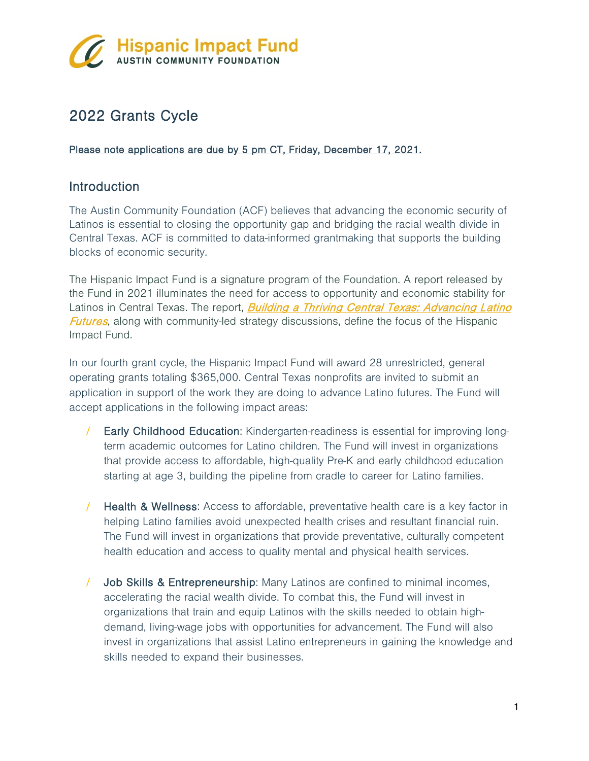# Hispanic Impact Fund
**AUSTIN COMMUNITY FOUNDATION**

## 2022 Grants Cycle

Please note applications are due by 5 pm CT, Friday, December 17, 2021.

### Introduction

The Austin Community Foundation (ACF) believes that advancing the economic security of Latinos is essential to closing the opportunity gap and bridging the racial wealth divide in Central Texas. ACF is committed to data-informed grantmaking that supports the building blocks of economic security.

The Hispanic Impact Fund is a signature program of the Foundation. A report released by the Fund in 2021 illuminates the need for access to opportunity and economic stability for Latinos in Central Texas. The report, *Building a Thriving Central Texas: Advancing Latino Futures*, along with community-led strategy discussions, define the focus of the Hispanic Impact Fund.

In our fourth grant cycle, the Hispanic Impact Fund will award 28 unrestricted, general operating grants totaling $365,000. Central Texas nonprofits are invited to submit an application in support of the work they are doing to advance Latino futures. The Fund will accept applications in the following impact areas:

- Early Childhood Education: Kindergarten-readiness is essential for improving long-term academic outcomes for Latino children. The Fund will invest in organizations that provide access to affordable, high-quality Pre-K and early childhood education starting at age 3, building the pipeline from cradle to career for Latino families.
- Health & Wellness: Access to affordable, preventative health care is a key factor in helping Latino families avoid unexpected health crises and resultant financial ruin. The Fund will invest in organizations that provide preventative, culturally competent health education and access to quality mental and physical health services.
- Job Skills & Entrepreneurship: Many Latinos are confined to minimal incomes, accelerating the racial wealth divide. To combat this, the Fund will invest in organizations that train and equip Latinos with the skills needed to obtain high-demand, living-wage jobs with opportunities for advancement. The Fund will also invest in organizations that assist Latino entrepreneurs in gaining the knowledge and skills needed to expand their businesses.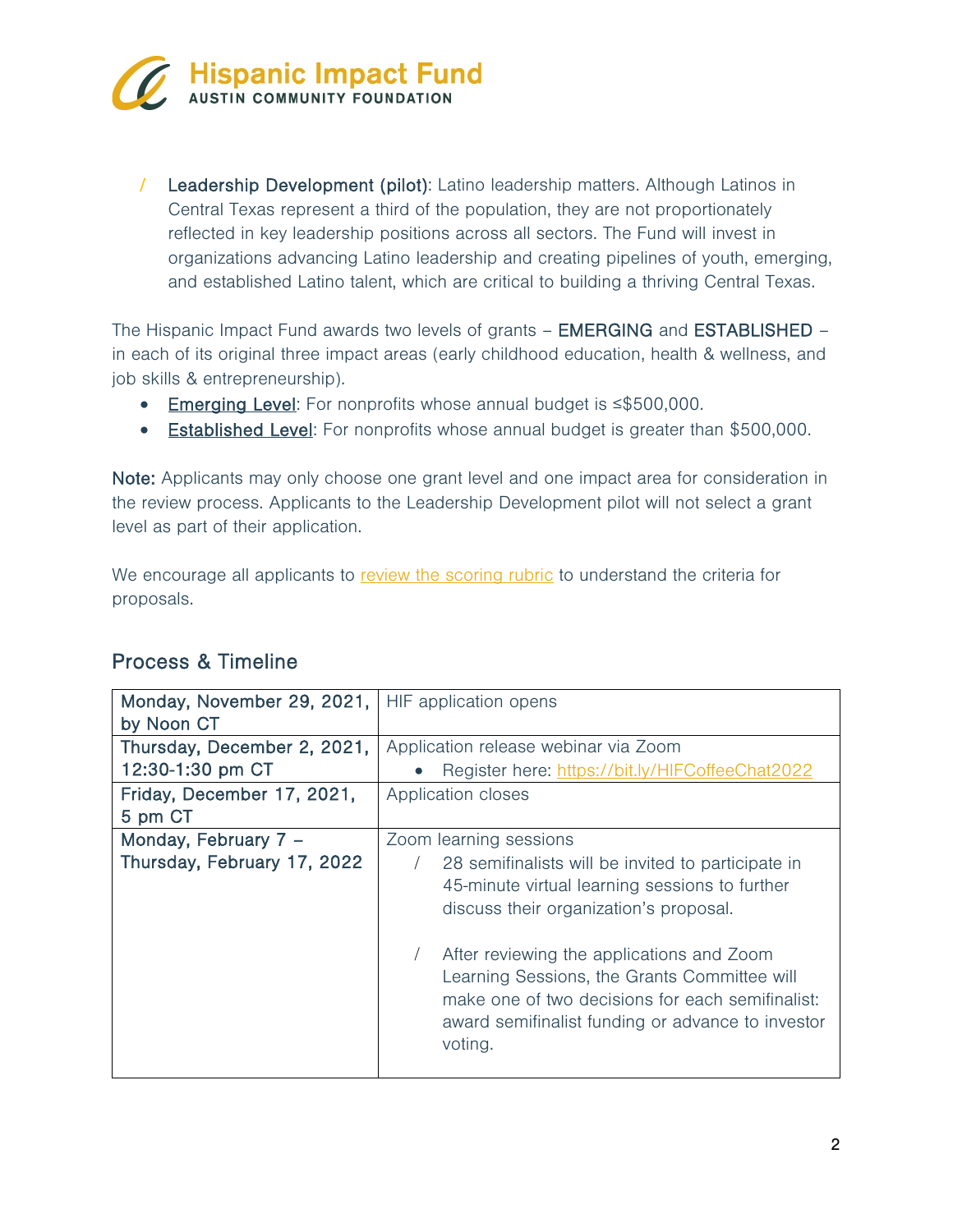- **Leadership Development (pilot)**: Latino leadership matters. Although Latinos in Central Texas represent a third of the population, they are not proportionately reflected in key leadership positions across all sectors. The Fund will invest in organizations advancing Latino leadership and creating pipelines of youth, emerging, and established Latino talent, which are critical to building a thriving Central Texas.

The Hispanic Impact Fund awards two levels of grants – **EMERGING** and **ESTABLISHED** – in each of its original three impact areas (early childhood education, health & wellness, and job skills & entrepreneurship).

- Emerging Level: For nonprofits whose annual budget is ≤$500,000.
- Established Level: For nonprofits whose annual budget is greater than $500,000.

**Note:** Applicants may only choose one grant level and one impact area for consideration in the review process. Applicants to the Leadership Development pilot will not select a grant level as part of their application.

We encourage all applicants to review the scoring rubric to understand the criteria for proposals.

## Process & Timeline

| | |
|---|---|
| Monday, November 29, 2021, by Noon CT | HIF application opens |
| Thursday, December 2, 2021, 12:30-1:30 pm CT | Application release webinar via Zoom<br>• Register here: https://bit.ly/HIFCoffeeChat2022 |
| Friday, December 17, 2021, 5 pm CT | Application closes |
| Monday, February 7 – Thursday, February 17, 2022 | Zoom learning sessions<br>/ 28 semifinalists will be invited to participate in 45-minute virtual learning sessions to further discuss their organization's proposal.<br>/ After reviewing the applications and Zoom Learning Sessions, the Grants Committee will make one of two decisions for each semifinalist: award semifinalist funding or advance to investor voting. |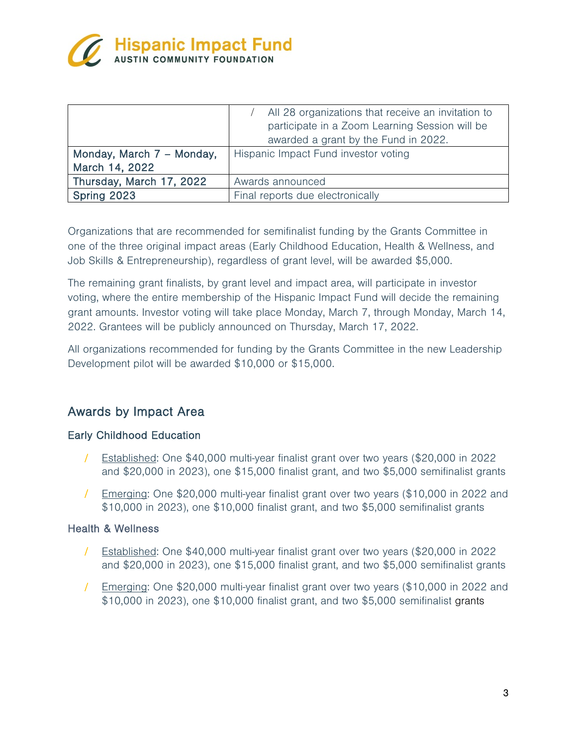| | |
|---|---|
| | / All 28 organizations that receive an invitation to participate in a Zoom Learning Session will be awarded a grant by the Fund in 2022. |
| Monday, March 7 – Monday, March 14, 2022 | Hispanic Impact Fund investor voting |
| Thursday, March 17, 2022 | Awards announced |
| Spring 2023 | Final reports due electronically |

Organizations that are recommended for semifinalist funding by the Grants Committee in one of the three original impact areas (Early Childhood Education, Health & Wellness, and Job Skills & Entrepreneurship), regardless of grant level, will be awarded $5,000.

The remaining grant finalists, by grant level and impact area, will participate in investor voting, where the entire membership of the Hispanic Impact Fund will decide the remaining grant amounts. Investor voting will take place Monday, March 7, through Monday, March 14, 2022. Grantees will be publicly announced on Thursday, March 17, 2022.

All organizations recommended for funding by the Grants Committee in the new Leadership Development pilot will be awarded $10,000 or $15,000.

## Awards by Impact Area

### Early Childhood Education

- Established: One $40,000 multi-year finalist grant over two years ($20,000 in 2022 and $20,000 in 2023), one $15,000 finalist grant, and two $5,000 semifinalist grants
- Emerging: One $20,000 multi-year finalist grant over two years ($10,000 in 2022 and $10,000 in 2023), one $10,000 finalist grant, and two $5,000 semifinalist grants

### Health & Wellness

- Established: One $40,000 multi-year finalist grant over two years ($20,000 in 2022 and $20,000 in 2023), one $15,000 finalist grant, and two $5,000 semifinalist grants
- Emerging: One $20,000 multi-year finalist grant over two years ($10,000 in 2022 and $10,000 in 2023), one $10,000 finalist grant, and two $5,000 semifinalist grants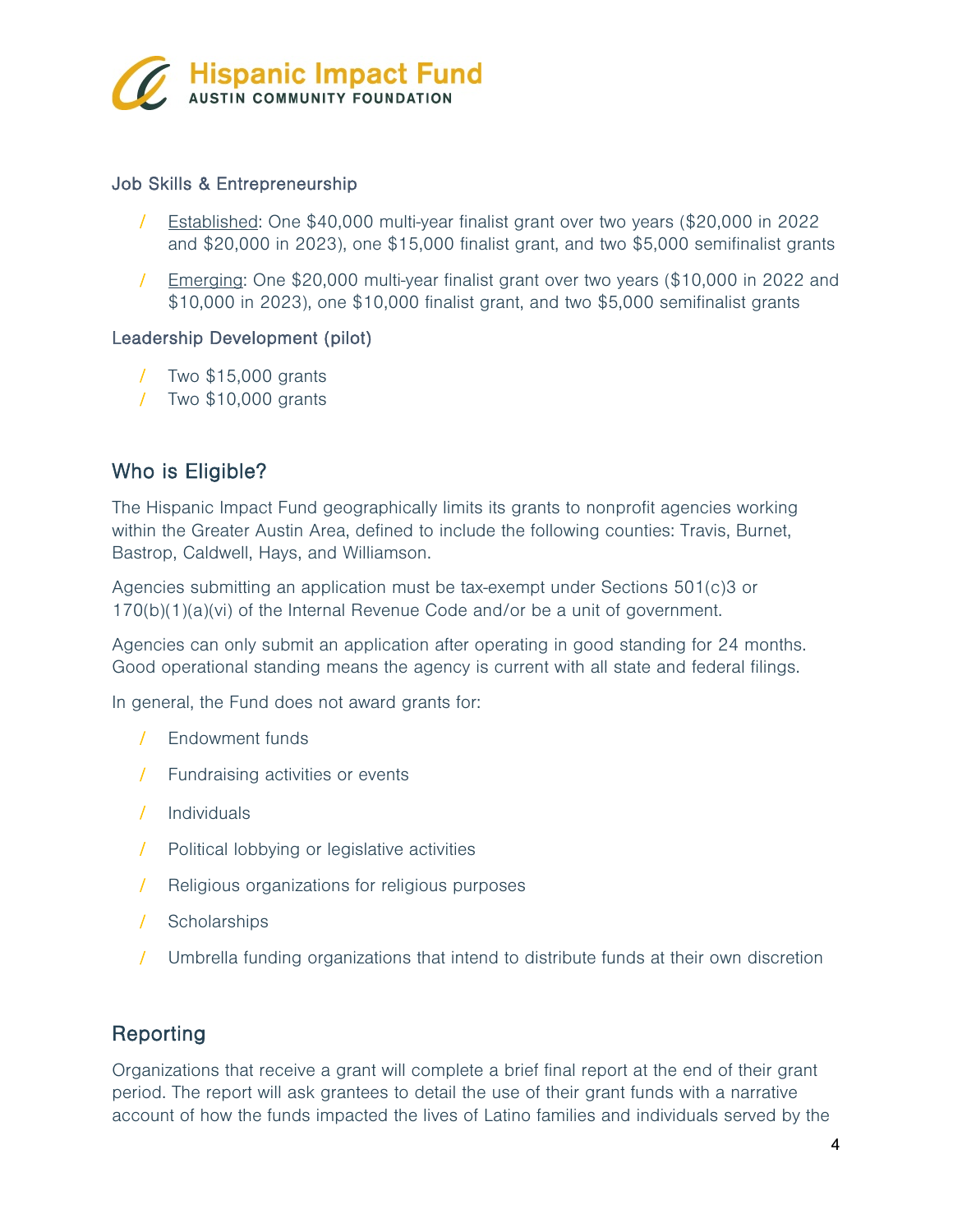Job Skills & Entrepreneurship

- Established: One $40,000 multi-year finalist grant over two years ($20,000 in 2022 and $20,000 in 2023), one $15,000 finalist grant, and two $5,000 semifinalist grants
- Emerging: One $20,000 multi-year finalist grant over two years ($10,000 in 2022 and $10,000 in 2023), one $10,000 finalist grant, and two $5,000 semifinalist grants

Leadership Development (pilot)

- Two $15,000 grants
- Two $10,000 grants

## Who is Eligible?

The Hispanic Impact Fund geographically limits its grants to nonprofit agencies working within the Greater Austin Area, defined to include the following counties: Travis, Burnet, Bastrop, Caldwell, Hays, and Williamson.

Agencies submitting an application must be tax-exempt under Sections 501(c)3 or 170(b)(1)(a)(vi) of the Internal Revenue Code and/or be a unit of government.

Agencies can only submit an application after operating in good standing for 24 months. Good operational standing means the agency is current with all state and federal filings.

In general, the Fund does not award grants for:

- Endowment funds
- Fundraising activities or events
- Individuals
- Political lobbying or legislative activities
- Religious organizations for religious purposes
- Scholarships
- Umbrella funding organizations that intend to distribute funds at their own discretion

## Reporting

Organizations that receive a grant will complete a brief final report at the end of their grant period. The report will ask grantees to detail the use of their grant funds with a narrative account of how the funds impacted the lives of Latino families and individuals served by the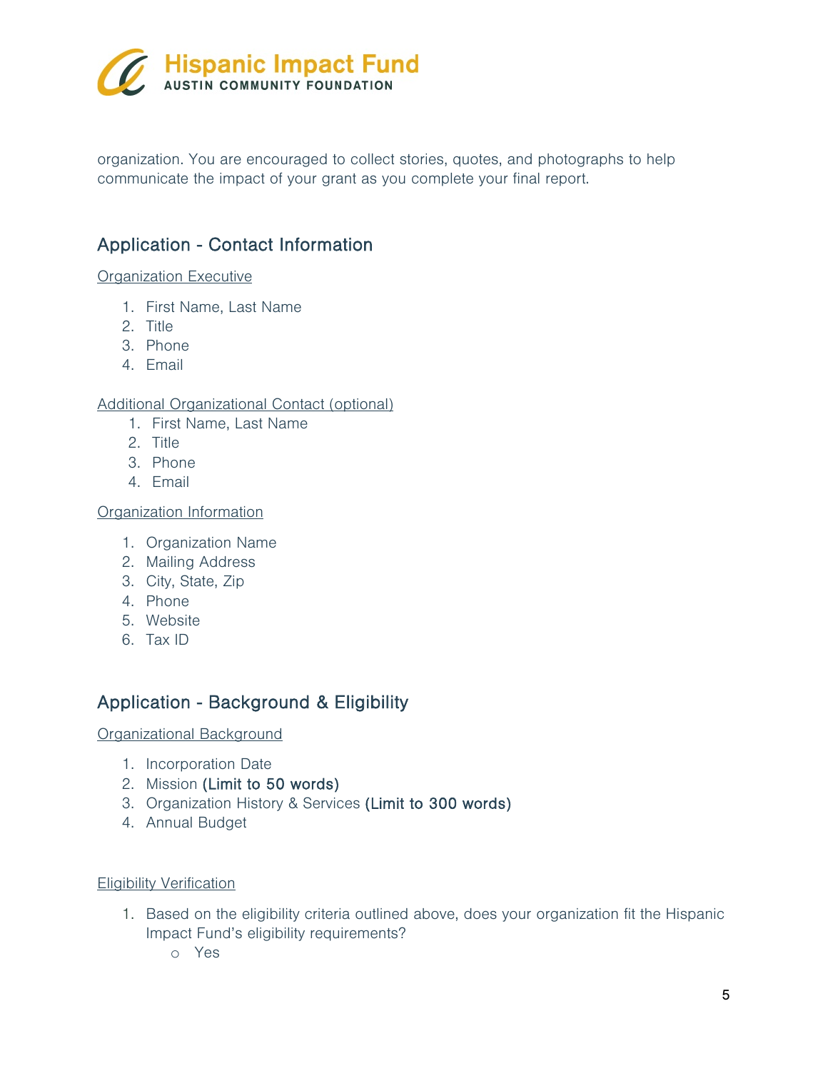organization. You are encouraged to collect stories, quotes, and photographs to help communicate the impact of your grant as you complete your final report.

## Application - Contact Information

Organization Executive

1. First Name, Last Name
2. Title
3. Phone
4. Email

Additional Organizational Contact (optional)

1. First Name, Last Name
2. Title
3. Phone
4. Email

Organization Information

1. Organization Name
2. Mailing Address
3. City, State, Zip
4. Phone
5. Website
6. Tax ID

## Application - Background & Eligibility

Organizational Background

1. Incorporation Date
2. Mission **(Limit to 50 words)**
3. Organization History & Services **(Limit to 300 words)**
4. Annual Budget

Eligibility Verification

1. Based on the eligibility criteria outlined above, does your organization fit the Hispanic Impact Fund's eligibility requirements?
   - Yes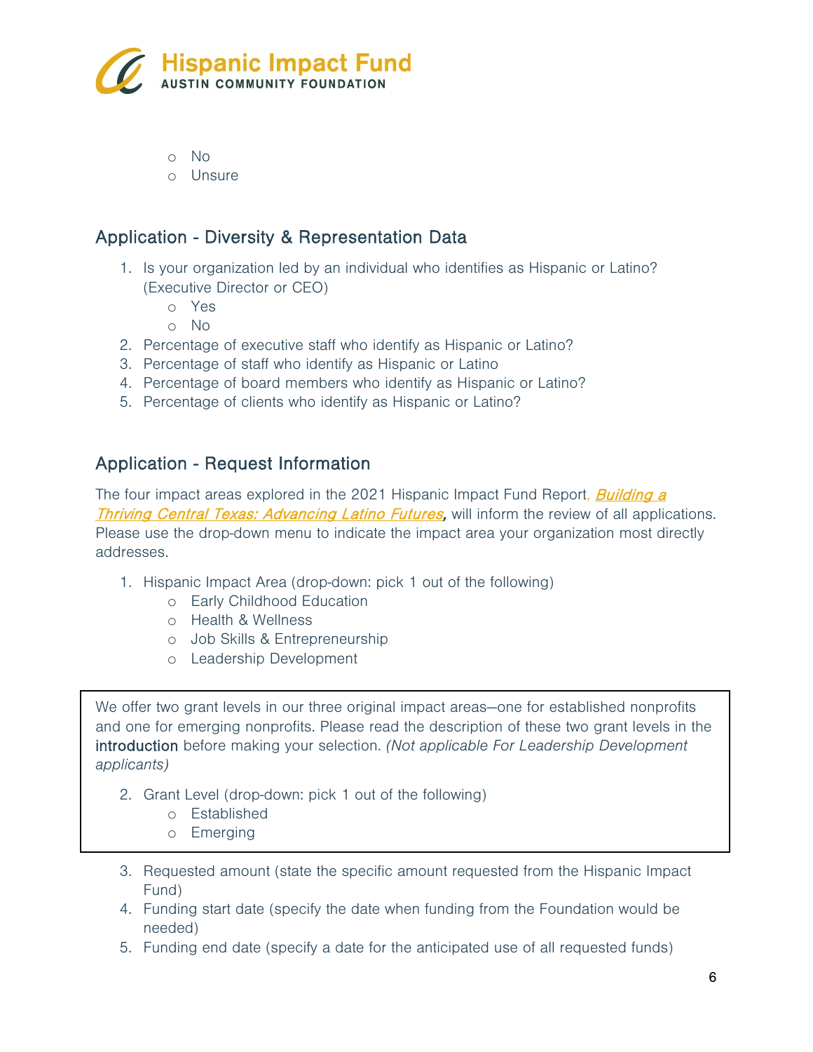- No
- Unsure

## Application - Diversity & Representation Data

1. Is your organization led by an individual who identifies as Hispanic or Latino? (Executive Director or CEO)
   - Yes
   - No
2. Percentage of executive staff who identify as Hispanic or Latino?
3. Percentage of staff who identify as Hispanic or Latino
4. Percentage of board members who identify as Hispanic or Latino?
5. Percentage of clients who identify as Hispanic or Latino?

## Application - Request Information

The four impact areas explored in the 2021 Hispanic Impact Fund Report, ***Building a Thriving Central Texas: Advancing Latino Futures***, will inform the review of all applications. Please use the drop-down menu to indicate the impact area your organization most directly addresses.

1. Hispanic Impact Area (drop-down: pick 1 out of the following)
   - Early Childhood Education
   - Health & Wellness
   - Job Skills & Entrepreneurship
   - Leadership Development

> We offer two grant levels in our three original impact areas—one for established nonprofits and one for emerging nonprofits. Please read the description of these two grant levels in the **introduction** before making your selection. *(Not applicable For Leadership Development applicants)*
>
> 2. Grant Level (drop-down: pick 1 out of the following)
>    - Established
>    - Emerging

3. Requested amount (state the specific amount requested from the Hispanic Impact Fund)
4. Funding start date (specify the date when funding from the Foundation would be needed)
5. Funding end date (specify a date for the anticipated use of all requested funds)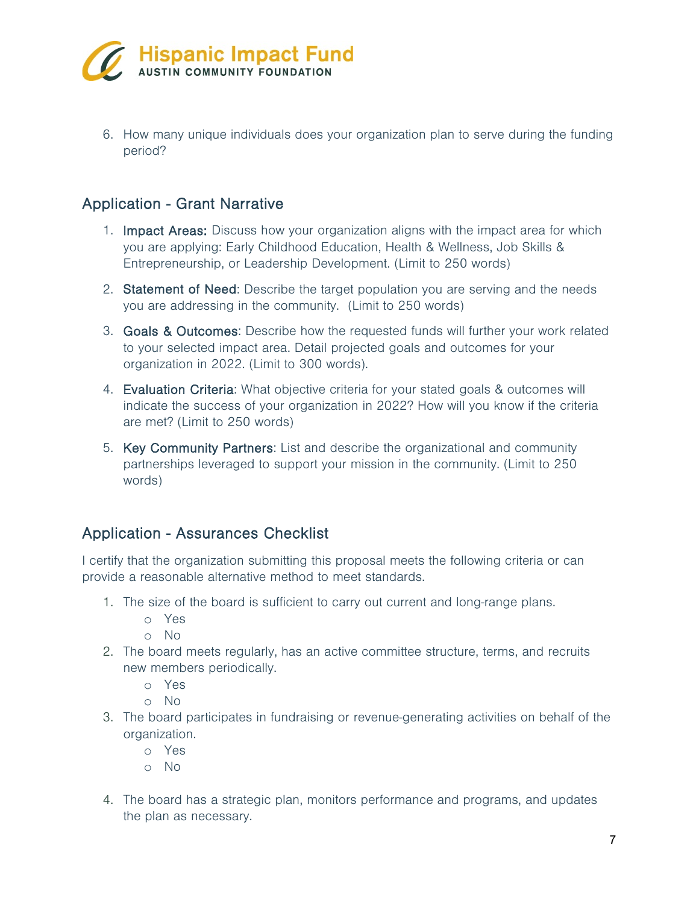6. How many unique individuals does your organization plan to serve during the funding period?

## Application - Grant Narrative

1. **Impact Areas:** Discuss how your organization aligns with the impact area for which you are applying: Early Childhood Education, Health & Wellness, Job Skills & Entrepreneurship, or Leadership Development. (Limit to 250 words)
2. **Statement of Need**: Describe the target population you are serving and the needs you are addressing in the community. (Limit to 250 words)
3. **Goals & Outcomes**: Describe how the requested funds will further your work related to your selected impact area. Detail projected goals and outcomes for your organization in 2022. (Limit to 300 words).
4. **Evaluation Criteria**: What objective criteria for your stated goals & outcomes will indicate the success of your organization in 2022? How will you know if the criteria are met? (Limit to 250 words)
5. **Key Community Partners**: List and describe the organizational and community partnerships leveraged to support your mission in the community. (Limit to 250 words)

## Application - Assurances Checklist

I certify that the organization submitting this proposal meets the following criteria or can provide a reasonable alternative method to meet standards.

1. The size of the board is sufficient to carry out current and long-range plans.
   - Yes
   - No
2. The board meets regularly, has an active committee structure, terms, and recruits new members periodically.
   - Yes
   - No
3. The board participates in fundraising or revenue-generating activities on behalf of the organization.
   - Yes
   - No
4. The board has a strategic plan, monitors performance and programs, and updates the plan as necessary.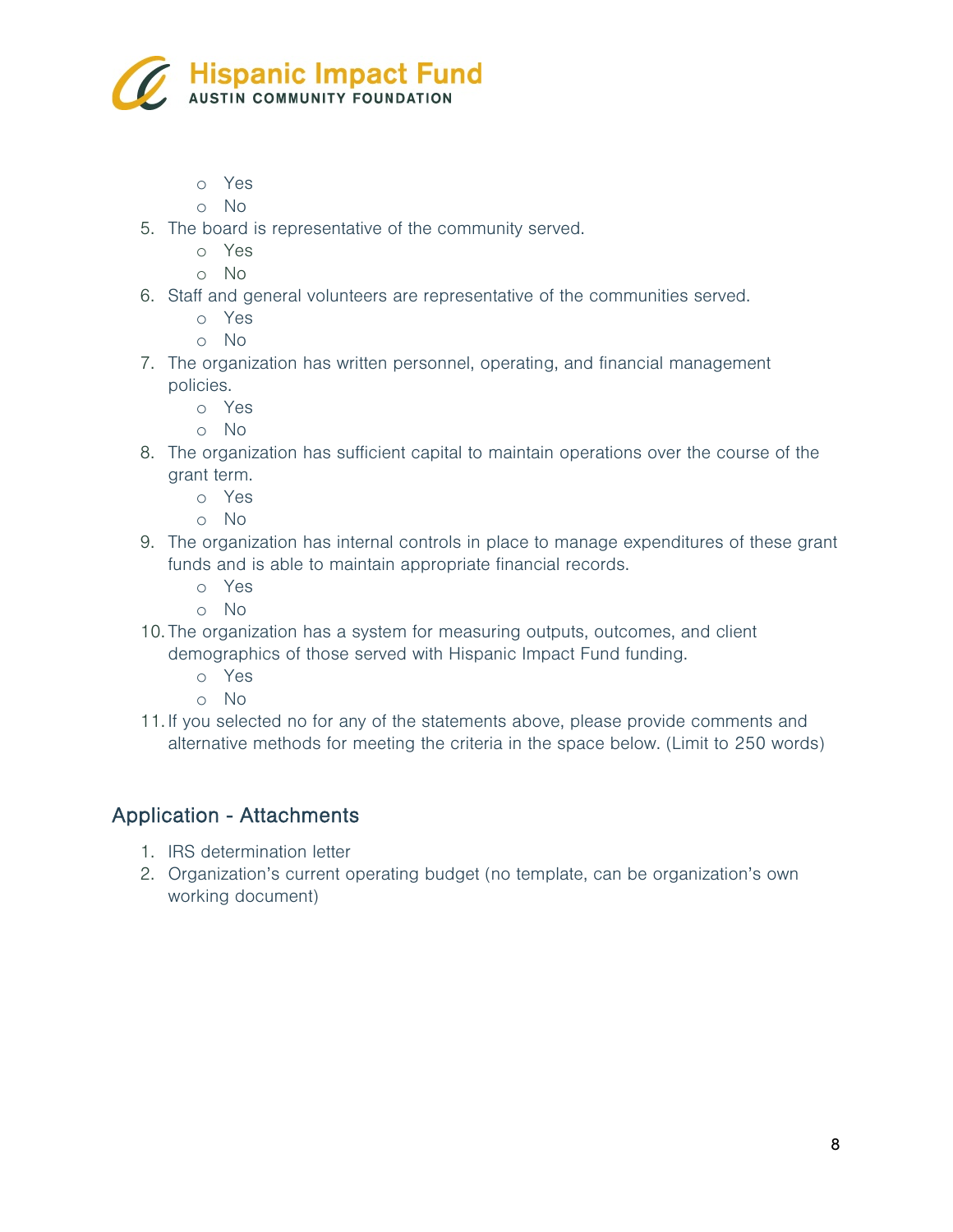- Yes
- No

5. The board is representative of the community served.
    - Yes
    - No
6. Staff and general volunteers are representative of the communities served.
    - Yes
    - No
7. The organization has written personnel, operating, and financial management policies.
    - Yes
    - No
8. The organization has sufficient capital to maintain operations over the course of the grant term.
    - Yes
    - No
9. The organization has internal controls in place to manage expenditures of these grant funds and is able to maintain appropriate financial records.
    - Yes
    - No
10. The organization has a system for measuring outputs, outcomes, and client demographics of those served with Hispanic Impact Fund funding.
    - Yes
    - No
11. If you selected no for any of the statements above, please provide comments and alternative methods for meeting the criteria in the space below. (Limit to 250 words)

## Application - Attachments

1. IRS determination letter
2. Organization's current operating budget (no template, can be organization's own working document)